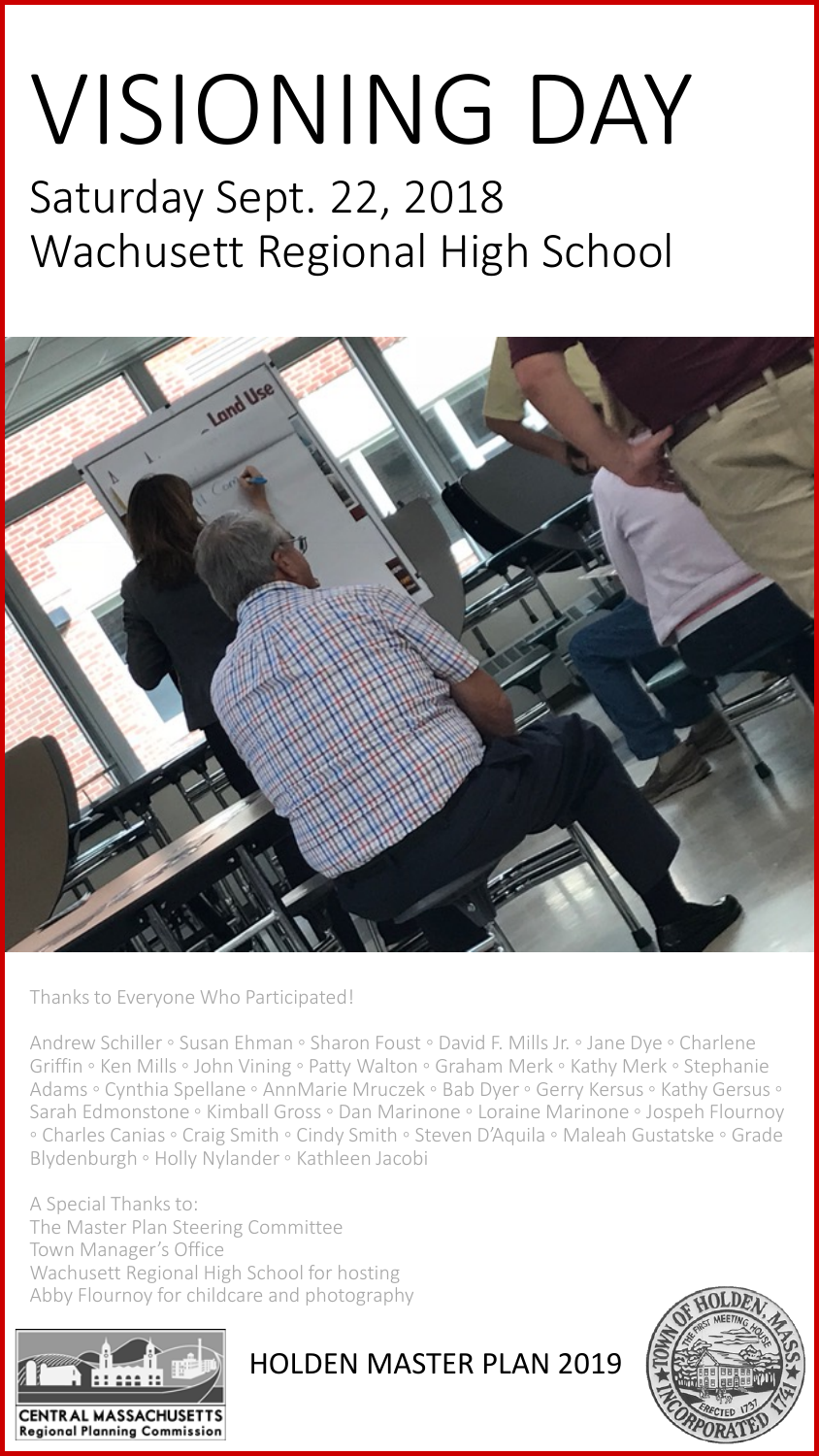# VISIONING DAY

## Saturday Sept. 22, 2018
## Wachusett Regional High School

Thanks to Everyone Who Participated!

Andrew Schiller ◦ Susan Ehman ◦ Sharon Foust ◦ David F. Mills Jr. ◦ Jane Dye ◦ Charlene Griffin ◦ Ken Mills ◦ John Vining ◦ Patty Walton ◦ Graham Merk ◦ Kathy Merk ◦ Stephanie Adams ◦ Cynthia Spellane ◦ AnnMarie Mruczek ◦ Bab Dyer ◦ Gerry Kersus ◦ Kathy Gersus ◦ Sarah Edmonstone ◦ Kimball Gross ◦ Dan Marinone ◦ Loraine Marinone ◦ Jospeh Flournoy ◦ Charles Canias ◦ Craig Smith ◦ Cindy Smith ◦ Steven D'Aquila ◦ Maleah Gustatske ◦ Grade Blydenburgh ◦ Holly Nylander ◦ Kathleen Jacobi

A Special Thanks to:
The Master Plan Steering Committee
Town Manager's Office
Wachusett Regional High School for hosting
Abby Flournoy for childcare and photography

CENTRAL MASSACHUSETTS Regional Planning Commission

HOLDEN MASTER PLAN 2019

TOWN OF HOLDEN, MASS. THE FIRST MEETING HOUSE ERECTED 1737 INCORPORATED 1741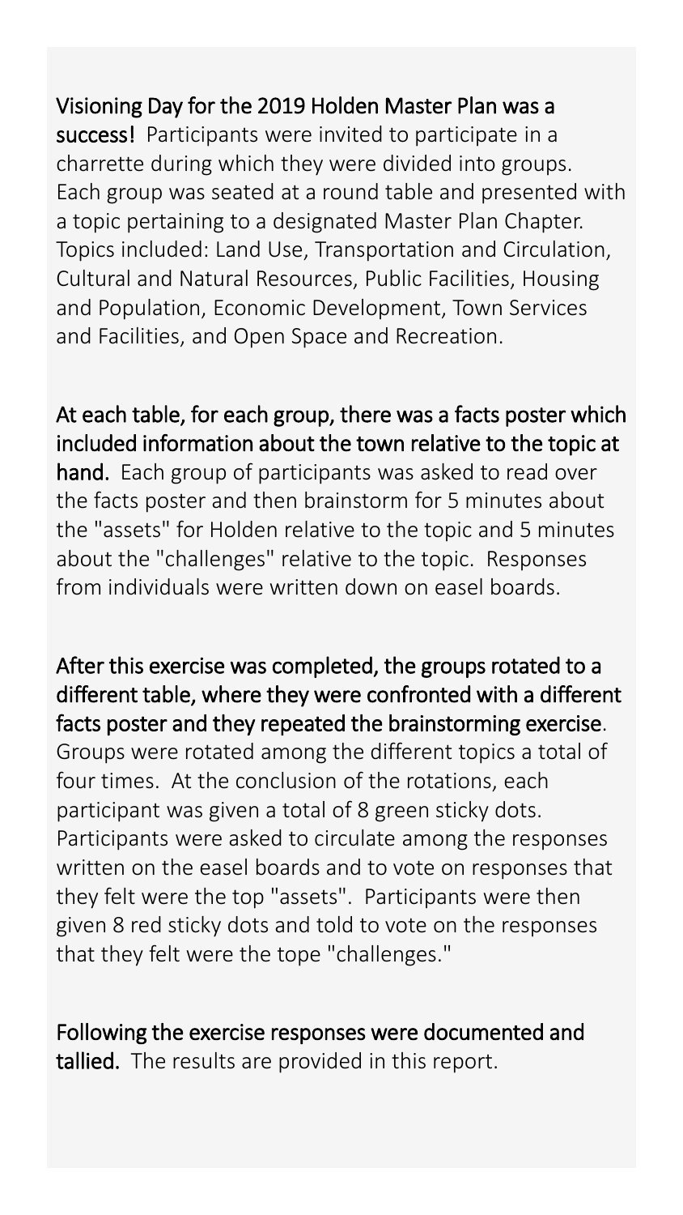**Visioning Day for the 2019 Holden Master Plan was a success!** Participants were invited to participate in a charrette during which they were divided into groups. Each group was seated at a round table and presented with a topic pertaining to a designated Master Plan Chapter. Topics included: Land Use, Transportation and Circulation, Cultural and Natural Resources, Public Facilities, Housing and Population, Economic Development, Town Services and Facilities, and Open Space and Recreation.

**At each table, for each group, there was a facts poster which included information about the town relative to the topic at hand.** Each group of participants was asked to read over the facts poster and then brainstorm for 5 minutes about the "assets" for Holden relative to the topic and 5 minutes about the "challenges" relative to the topic. Responses from individuals were written down on easel boards.

**After this exercise was completed, the groups rotated to a different table, where they were confronted with a different facts poster and they repeated the brainstorming exercise**. Groups were rotated among the different topics a total of four times. At the conclusion of the rotations, each participant was given a total of 8 green sticky dots. Participants were asked to circulate among the responses written on the easel boards and to vote on responses that they felt were the top "assets". Participants were then given 8 red sticky dots and told to vote on the responses that they felt were the tope "challenges."

**Following the exercise responses were documented and tallied.** The results are provided in this report.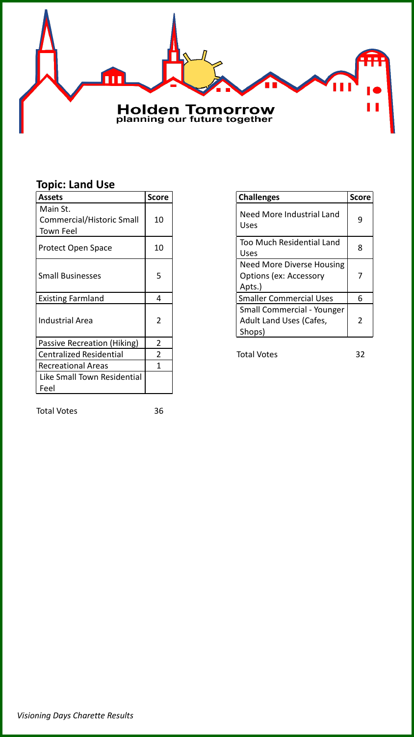Holden Tomorrow
planning our future together

## Topic: Land Use

| Assets | Score |
|---|---|
| Main St. Commercial/Historic Small Town Feel | 10 |
| Protect Open Space | 10 |
| Small Businesses | 5 |
| Existing Farmland | 4 |
| Industrial Area | 2 |
| Passive Recreation (Hiking) | 2 |
| Centralized Residential | 2 |
| Recreational Areas | 1 |
| Like Small Town Residential Feel | |

Total Votes 36

| Challenges | Score |
|---|---|
| Need More Industrial Land Uses | 9 |
| Too Much Residential Land Uses | 8 |
| Need More Diverse Housing Options (ex: Accessory Apts.) | 7 |
| Smaller Commercial Uses | 6 |
| Small Commercial - Younger Adult Land Uses (Cafes, Shops) | 2 |

Total Votes 32

*Visioning Days Charette Results*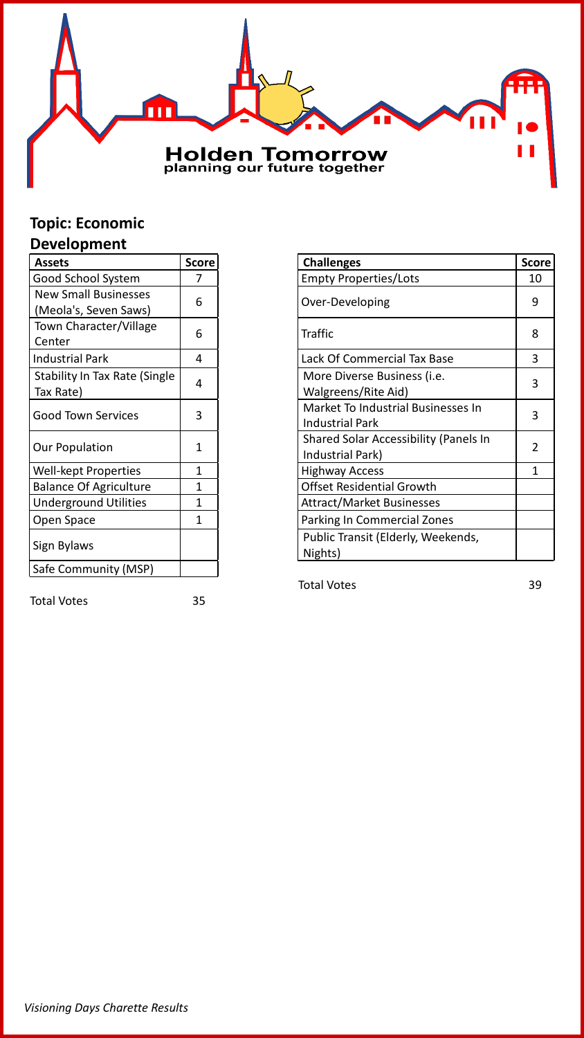Holden Tomorrow
planning our future together

## Topic: Economic Development

| Assets | Score |
|---|---|
| Good School System | 7 |
| New Small Businesses (Meola's, Seven Saws) | 6 |
| Town Character/Village Center | 6 |
| Industrial Park | 4 |
| Stability In Tax Rate (Single Tax Rate) | 4 |
| Good Town Services | 3 |
| Our Population | 1 |
| Well-kept Properties | 1 |
| Balance Of Agriculture | 1 |
| Underground Utilities | 1 |
| Open Space | 1 |
| Sign Bylaws | |
| Safe Community (MSP) | |

Total Votes 35

| Challenges | Score |
|---|---|
| Empty Properties/Lots | 10 |
| Over-Developing | 9 |
| Traffic | 8 |
| Lack Of Commercial Tax Base | 3 |
| More Diverse Business (i.e. Walgreens/Rite Aid) | 3 |
| Market To Industrial Businesses In Industrial Park | 3 |
| Shared Solar Accessibility (Panels In Industrial Park) | 2 |
| Highway Access | 1 |
| Offset Residential Growth | |
| Attract/Market Businesses | |
| Parking In Commercial Zones | |
| Public Transit (Elderly, Weekends, Nights) | |

Total Votes 39

*Visioning Days Charette Results*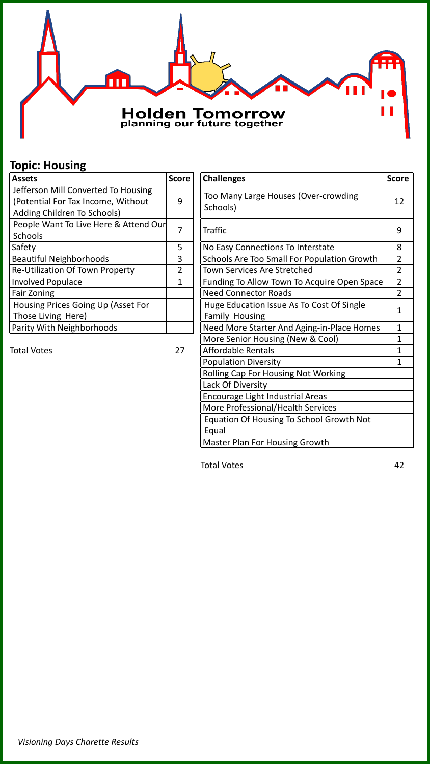Holden Tomorrow
planning our future together

## Topic: Housing

| Assets | Score |
|---|---|
| Jefferson Mill Converted To Housing (Potential For Tax Income, Without Adding Children To Schools) | 9 |
| People Want To Live Here & Attend Our Schools | 7 |
| Safety | 5 |
| Beautiful Neighborhoods | 3 |
| Re-Utilization Of Town Property | 2 |
| Involved Populace | 1 |
| Fair Zoning | |
| Housing Prices Going Up (Asset For Those Living Here) | |
| Parity With Neighborhoods | |

Total Votes 27

| Challenges | Score |
|---|---|
| Too Many Large Houses (Over-crowding Schools) | 12 |
| Traffic | 9 |
| No Easy Connections To Interstate | 8 |
| Schools Are Too Small For Population Growth | 2 |
| Town Services Are Stretched | 2 |
| Funding To Allow Town To Acquire Open Space | 2 |
| Need Connector Roads | 2 |
| Huge Education Issue As To Cost Of Single Family Housing | 1 |
| Need More Starter And Aging-in-Place Homes | 1 |
| More Senior Housing (New & Cool) | 1 |
| Affordable Rentals | 1 |
| Population Diversity | 1 |
| Rolling Cap For Housing Not Working | |
| Lack Of Diversity | |
| Encourage Light Industrial Areas | |
| More Professional/Health Services | |
| Equation Of Housing To School Growth Not Equal | |
| Master Plan For Housing Growth | |

Total Votes 42

*Visioning Days Charette Results*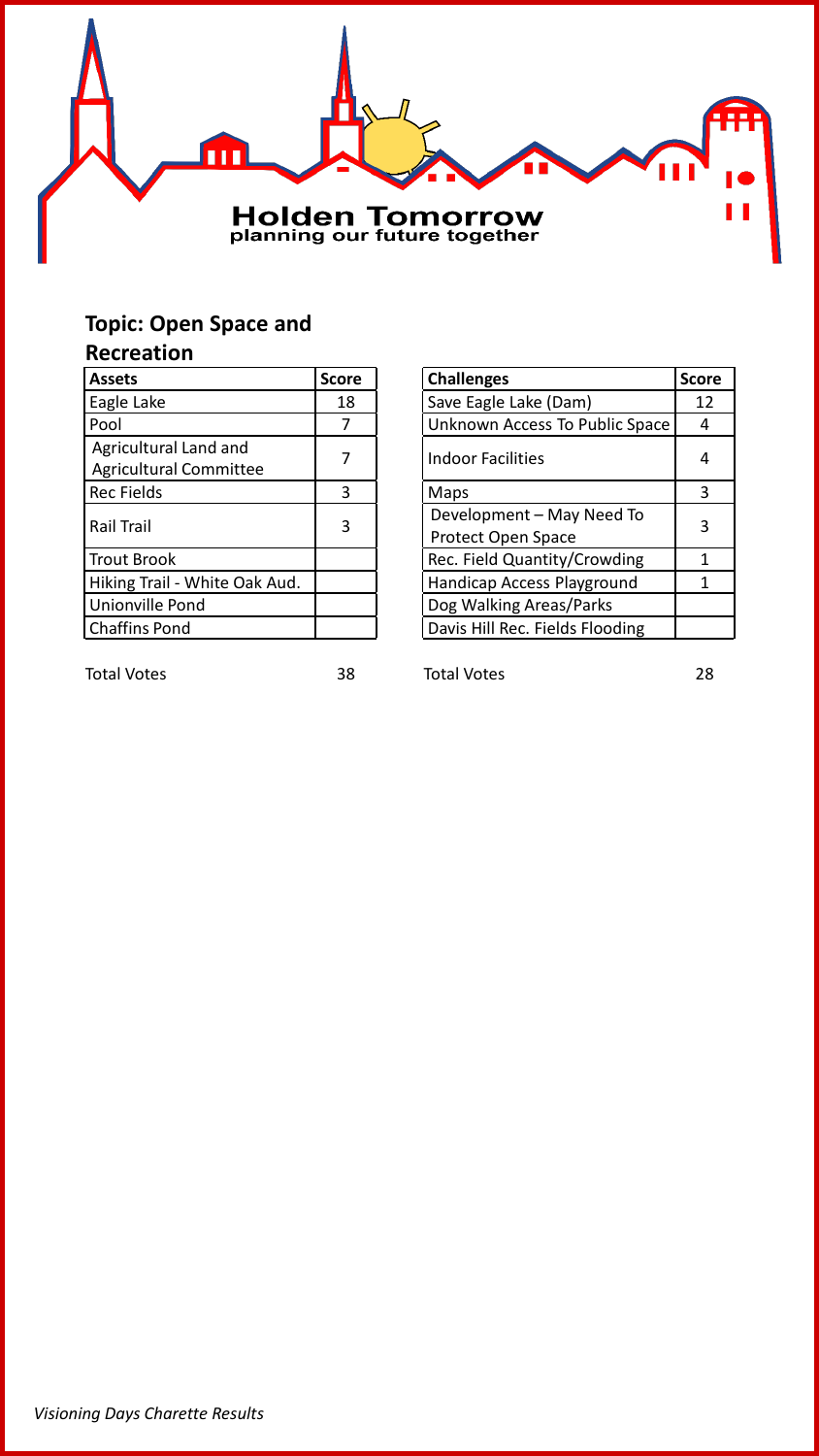Holden Tomorrow
planning our future together

## Topic: Open Space and Recreation

| Assets | Score |
|---|---|
| Eagle Lake | 18 |
| Pool | 7 |
| Agricultural Land and Agricultural Committee | 7 |
| Rec Fields | 3 |
| Rail Trail | 3 |
| Trout Brook | |
| Hiking Trail - White Oak Aud. | |
| Unionville Pond | |
| Chaffins Pond | |

Total Votes 38

| Challenges | Score |
|---|---|
| Save Eagle Lake (Dam) | 12 |
| Unknown Access To Public Space | 4 |
| Indoor Facilities | 4 |
| Maps | 3 |
| Development – May Need To Protect Open Space | 3 |
| Rec. Field Quantity/Crowding | 1 |
| Handicap Access Playground | 1 |
| Dog Walking Areas/Parks | |
| Davis Hill Rec. Fields Flooding | |

Total Votes 28

*Visioning Days Charette Results*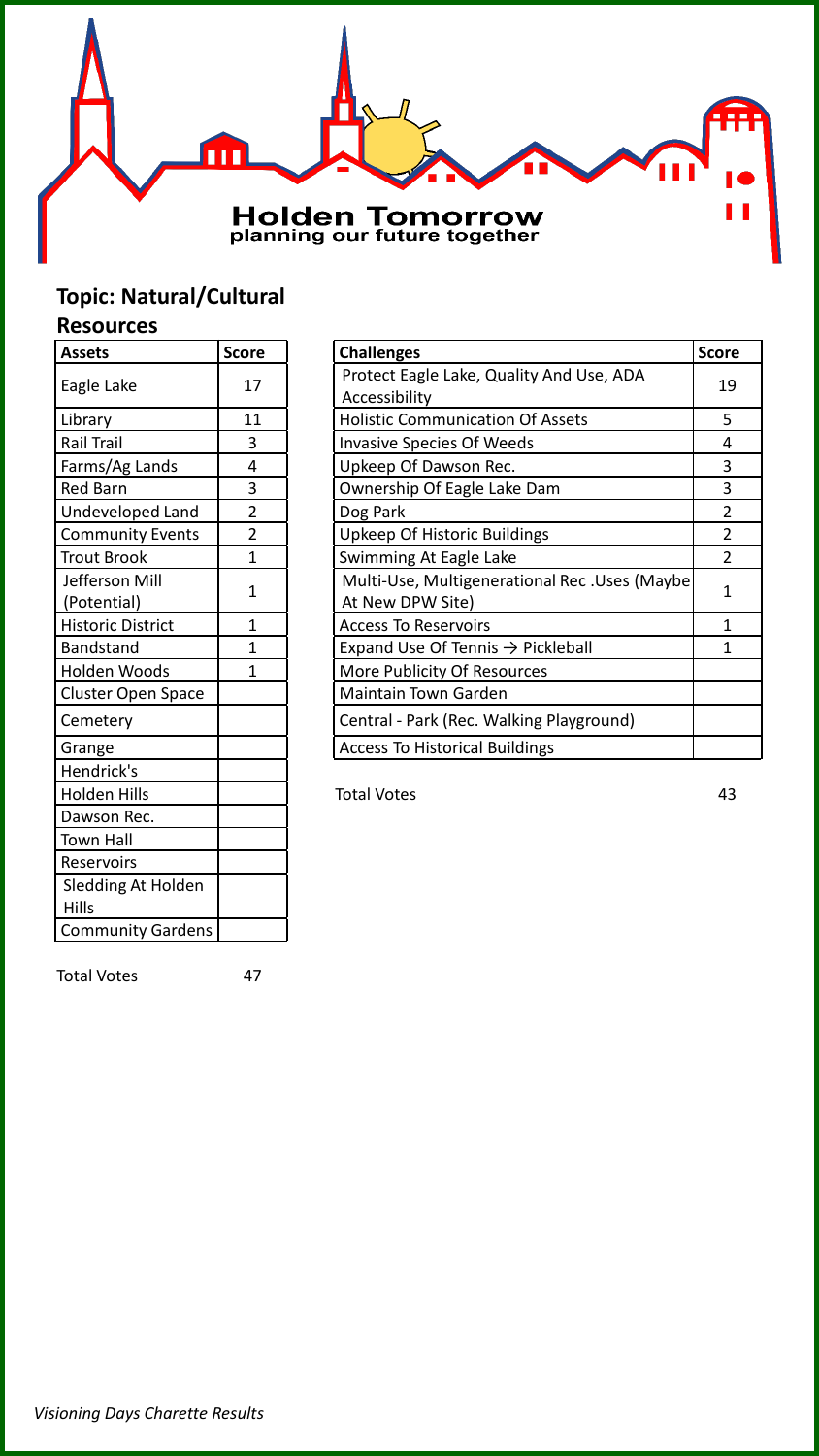**Holden Tomorrow**
planning our future together

## Topic: Natural/Cultural Resources

| Assets | Score |
|---|---|
| Eagle Lake | 17 |
| Library | 11 |
| Rail Trail | 3 |
| Farms/Ag Lands | 4 |
| Red Barn | 3 |
| Undeveloped Land | 2 |
| Community Events | 2 |
| Trout Brook | 1 |
| Jefferson Mill (Potential) | 1 |
| Historic District | 1 |
| Bandstand | 1 |
| Holden Woods | 1 |
| Cluster Open Space | |
| Cemetery | |
| Grange | |
| Hendrick's | |
| Holden Hills | |
| Dawson Rec. | |
| Town Hall | |
| Reservoirs | |
| Sledding At Holden Hills | |
| Community Gardens | |

Total Votes 47

| Challenges | Score |
|---|---|
| Protect Eagle Lake, Quality And Use, ADA Accessibility | 19 |
| Holistic Communication Of Assets | 5 |
| Invasive Species Of Weeds | 4 |
| Upkeep Of Dawson Rec. | 3 |
| Ownership Of Eagle Lake Dam | 3 |
| Dog Park | 2 |
| Upkeep Of Historic Buildings | 2 |
| Swimming At Eagle Lake | 2 |
| Multi-Use, Multigenerational Rec .Uses (Maybe At New DPW Site) | 1 |
| Access To Reservoirs | 1 |
| Expand Use Of Tennis → Pickleball | 1 |
| More Publicity Of Resources | |
| Maintain Town Garden | |
| Central - Park (Rec. Walking Playground) | |
| Access To Historical Buildings | |

Total Votes 43

*Visioning Days Charette Results*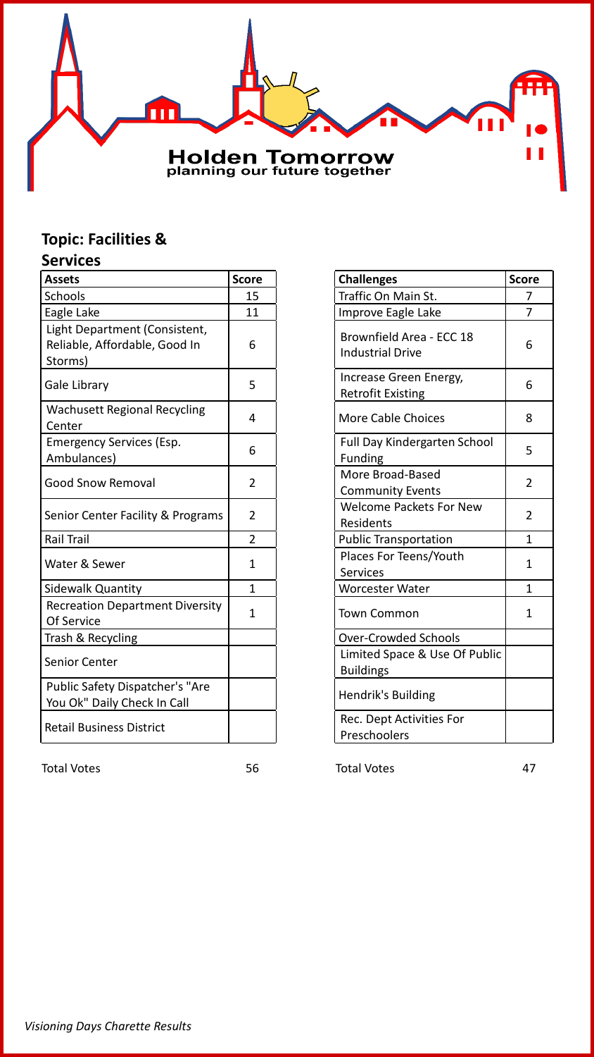**Holden Tomorrow**
planning our future together

## Topic: Facilities & Services

| Assets | Score |
|---|---|
| Schools | 15 |
| Eagle Lake | 11 |
| Light Department (Consistent, Reliable, Affordable, Good In Storms) | 6 |
| Gale Library | 5 |
| Wachusett Regional Recycling Center | 4 |
| Emergency Services (Esp. Ambulances) | 6 |
| Good Snow Removal | 2 |
| Senior Center Facility & Programs | 2 |
| Rail Trail | 2 |
| Water & Sewer | 1 |
| Sidewalk Quantity | 1 |
| Recreation Department Diversity Of Service | 1 |
| Trash & Recycling | |
| Senior Center | |
| Public Safety Dispatcher's "Are You Ok" Daily Check In Call | |
| Retail Business District | |
| Total Votes | 56 |

| Challenges | Score |
|---|---|
| Traffic On Main St. | 7 |
| Improve Eagle Lake | 7 |
| Brownfield Area - ECC 18 Industrial Drive | 6 |
| Increase Green Energy, Retrofit Existing | 6 |
| More Cable Choices | 8 |
| Full Day Kindergarten School Funding | 5 |
| More Broad-Based Community Events | 2 |
| Welcome Packets For New Residents | 2 |
| Public Transportation | 1 |
| Places For Teens/Youth Services | 1 |
| Worcester Water | 1 |
| Town Common | 1 |
| Over-Crowded Schools | |
| Limited Space & Use Of Public Buildings | |
| Hendrik's Building | |
| Rec. Dept Activities For Preschoolers | |
| Total Votes | 47 |

*Visioning Days Charette Results*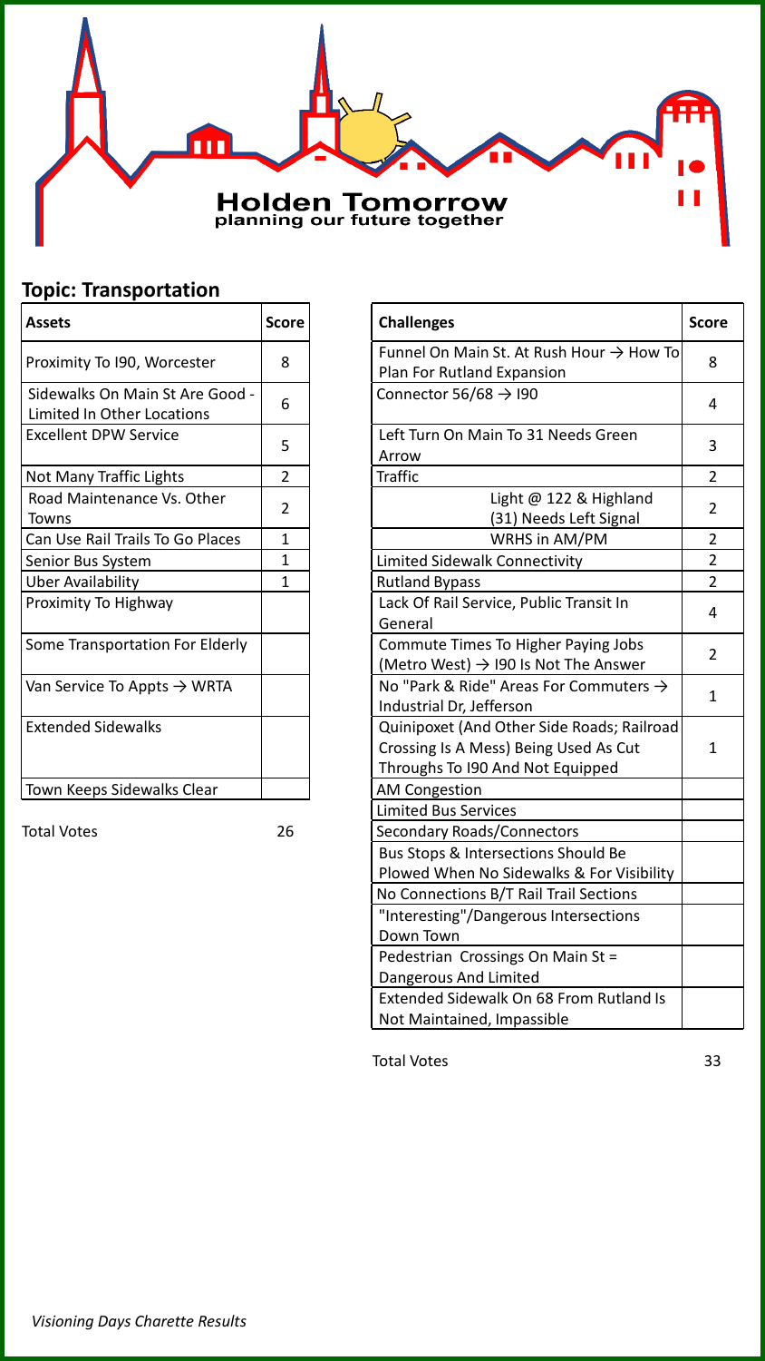Holden Tomorrow
planning our future together

## Topic: Transportation

| Assets | Score |
|---|---|
| Proximity To I90, Worcester | 8 |
| Sidewalks On Main St Are Good - Limited In Other Locations | 6 |
| Excellent DPW Service | 5 |
| Not Many Traffic Lights | 2 |
| Road Maintenance Vs. Other Towns | 2 |
| Can Use Rail Trails To Go Places | 1 |
| Senior Bus System | 1 |
| Uber Availability | 1 |
| Proximity To Highway | |
| Some Transportation For Elderly | |
| Van Service To Appts → WRTA | |
| Extended Sidewalks | |
| Town Keeps Sidewalks Clear | |

Total Votes 26

| Challenges | Score |
|---|---|
| Funnel On Main St. At Rush Hour → How To Plan For Rutland Expansion | 8 |
| Connector 56/68 → I90 | 4 |
| Left Turn On Main To 31 Needs Green Arrow | 3 |
| Traffic | 2 |
| Light @ 122 & Highland (31) Needs Left Signal | 2 |
| WRHS in AM/PM | 2 |
| Limited Sidewalk Connectivity | 2 |
| Rutland Bypass | 2 |
| Lack Of Rail Service, Public Transit In General | 4 |
| Commute Times To Higher Paying Jobs (Metro West) → I90 Is Not The Answer | 2 |
| No "Park & Ride" Areas For Commuters → Industrial Dr, Jefferson | 1 |
| Quinipoxet (And Other Side Roads; Railroad Crossing Is A Mess) Being Used As Cut Throughs To I90 And Not Equipped | 1 |
| AM Congestion | |
| Limited Bus Services | |
| Secondary Roads/Connectors | |
| Bus Stops & Intersections Should Be Plowed When No Sidewalks & For Visibility | |
| No Connections B/T Rail Trail Sections | |
| "Interesting"/Dangerous Intersections Down Town | |
| Pedestrian Crossings On Main St = Dangerous And Limited | |
| Extended Sidewalk On 68 From Rutland Is Not Maintained, Impassible | |

Total Votes 33

*Visioning Days Charette Results*